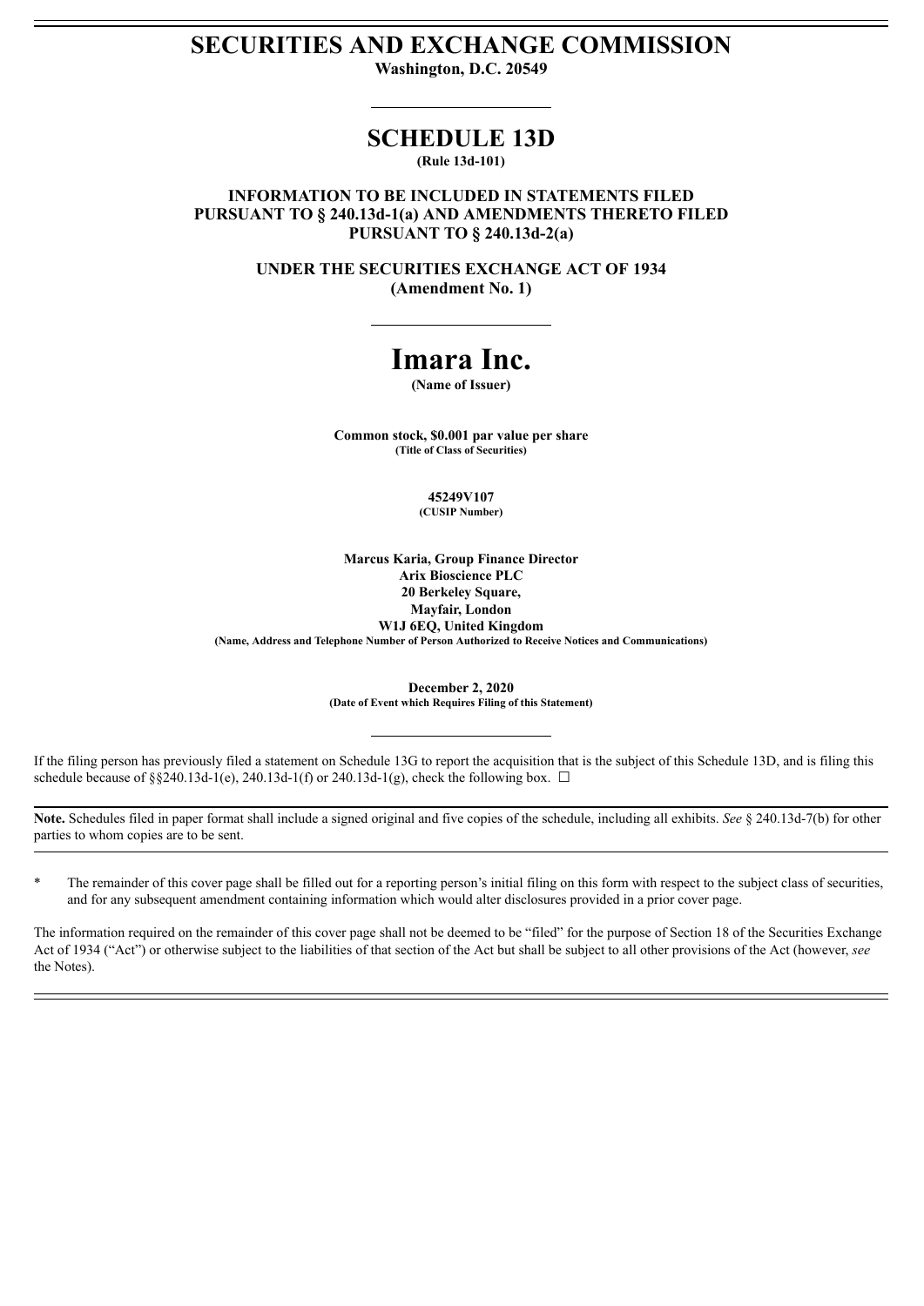# SECURITIES AND EXCHANGE COMMISSION

**Washington, D.C. 20549**

## SCHEDULE 13D

**(Rule 13d-101)**

**INFORMATION TO BE INCLUDED IN STATEMENTS FILED PURSUANT TO § 240.13d-1(a) AND AMENDMENTS THERETO FILED PURSUANT TO § 240.13d-2(a)**

**UNDER THE SECURITIES EXCHANGE ACT OF 1934**
**(Amendment No. 1)**

# Imara Inc.

**(Name of Issuer)**

**Common stock, $0.001 par value per share**
**(Title of Class of Securities)**

**45249V107**
**(CUSIP Number)**

**Marcus Karia, Group Finance Director**
**Arix Bioscience PLC**
**20 Berkeley Square,**
**Mayfair, London**
**W1J 6EQ, United Kingdom**
**(Name, Address and Telephone Number of Person Authorized to Receive Notices and Communications)**

**December 2, 2020**
**(Date of Event which Requires Filing of this Statement)**

If the filing person has previously filed a statement on Schedule 13G to report the acquisition that is the subject of this Schedule 13D, and is filing this schedule because of §§240.13d-1(e), 240.13d-1(f) or 240.13d-1(g), check the following box. ☐

**Note.** Schedules filed in paper format shall include a signed original and five copies of the schedule, including all exhibits. *See* § 240.13d-7(b) for other parties to whom copies are to be sent.

\* The remainder of this cover page shall be filled out for a reporting person's initial filing on this form with respect to the subject class of securities, and for any subsequent amendment containing information which would alter disclosures provided in a prior cover page.

The information required on the remainder of this cover page shall not be deemed to be "filed" for the purpose of Section 18 of the Securities Exchange Act of 1934 ("Act") or otherwise subject to the liabilities of that section of the Act but shall be subject to all other provisions of the Act (however, *see* the Notes).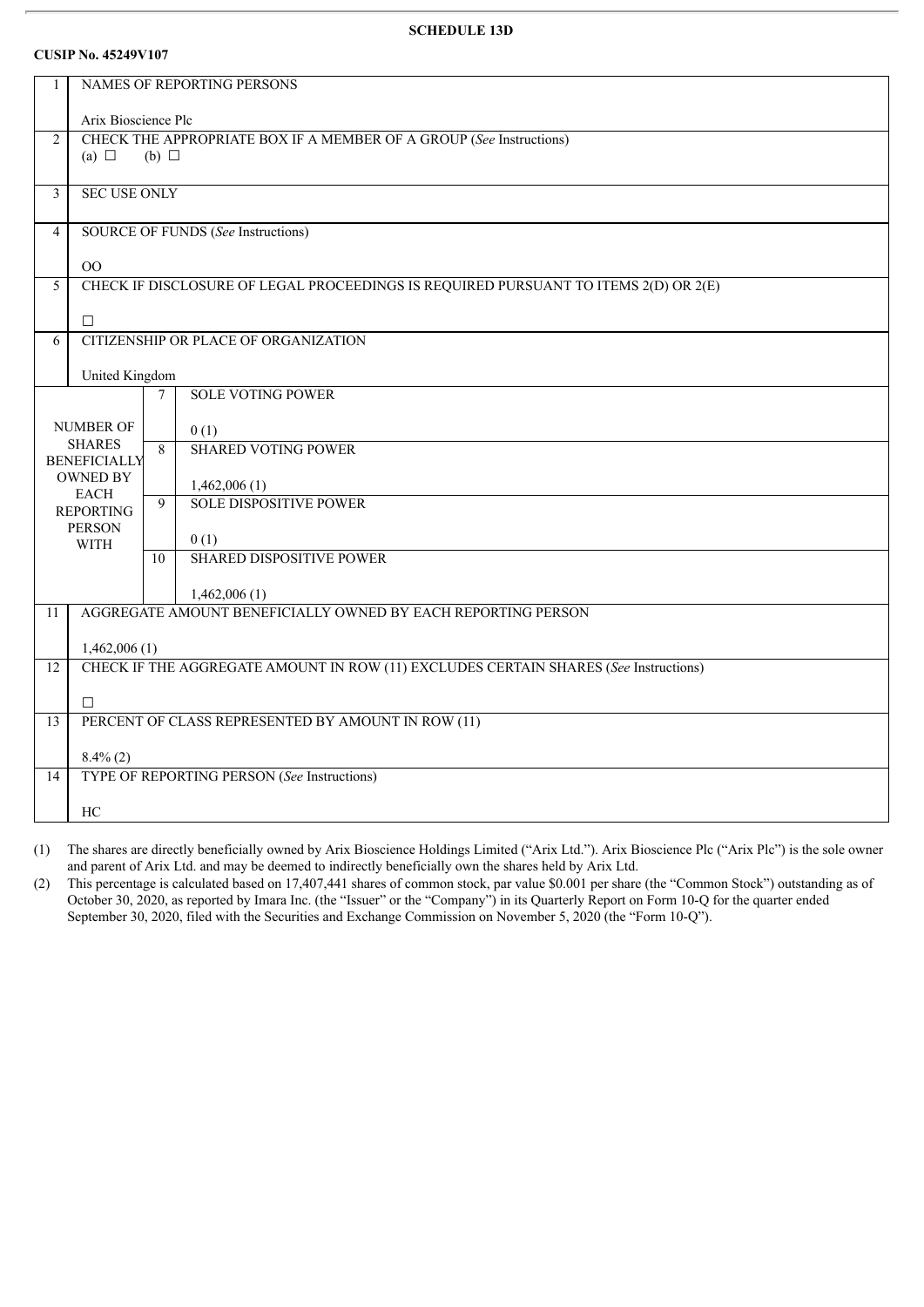**SCHEDULE 13D**

**CUSIP No. 45249V107**

| | | | |
|---|---|---|---|
| 1 | NAMES OF REPORTING PERSONS<br><br>Arix Bioscience Plc | | |
| 2 | CHECK THE APPROPRIATE BOX IF A MEMBER OF A GROUP (*See* Instructions)<br>(a) ☐ (b) ☐ | | |
| 3 | SEC USE ONLY | | |
| 4 | SOURCE OF FUNDS (*See* Instructions)<br><br>OO | | |
| 5 | CHECK IF DISCLOSURE OF LEGAL PROCEEDINGS IS REQUIRED PURSUANT TO ITEMS 2(D) OR 2(E)<br><br>☐ | | |
| 6 | CITIZENSHIP OR PLACE OF ORGANIZATION<br><br>United Kingdom | | |
| NUMBER OF SHARES BENEFICIALLY OWNED BY EACH REPORTING PERSON WITH | | 7 | SOLE VOTING POWER<br><br>0 (1) |
| | | 8 | SHARED VOTING POWER<br><br>1,462,006 (1) |
| | | 9 | SOLE DISPOSITIVE POWER<br><br>0 (1) |
| | | 10 | SHARED DISPOSITIVE POWER<br><br>1,462,006 (1) |
| 11 | AGGREGATE AMOUNT BENEFICIALLY OWNED BY EACH REPORTING PERSON<br><br>1,462,006 (1) | | |
| 12 | CHECK IF THE AGGREGATE AMOUNT IN ROW (11) EXCLUDES CERTAIN SHARES (*See* Instructions)<br><br>☐ | | |
| 13 | PERCENT OF CLASS REPRESENTED BY AMOUNT IN ROW (11)<br><br>8.4% (2) | | |
| 14 | TYPE OF REPORTING PERSON (*See* Instructions)<br><br>HC | | |

(1) The shares are directly beneficially owned by Arix Bioscience Holdings Limited ("Arix Ltd."). Arix Bioscience Plc ("Arix Plc") is the sole owner and parent of Arix Ltd. and may be deemed to indirectly beneficially own the shares held by Arix Ltd.

(2) This percentage is calculated based on 17,407,441 shares of common stock, par value $0.001 per share (the "Common Stock") outstanding as of October 30, 2020, as reported by Imara Inc. (the "Issuer" or the "Company") in its Quarterly Report on Form 10-Q for the quarter ended September 30, 2020, filed with the Securities and Exchange Commission on November 5, 2020 (the "Form 10-Q").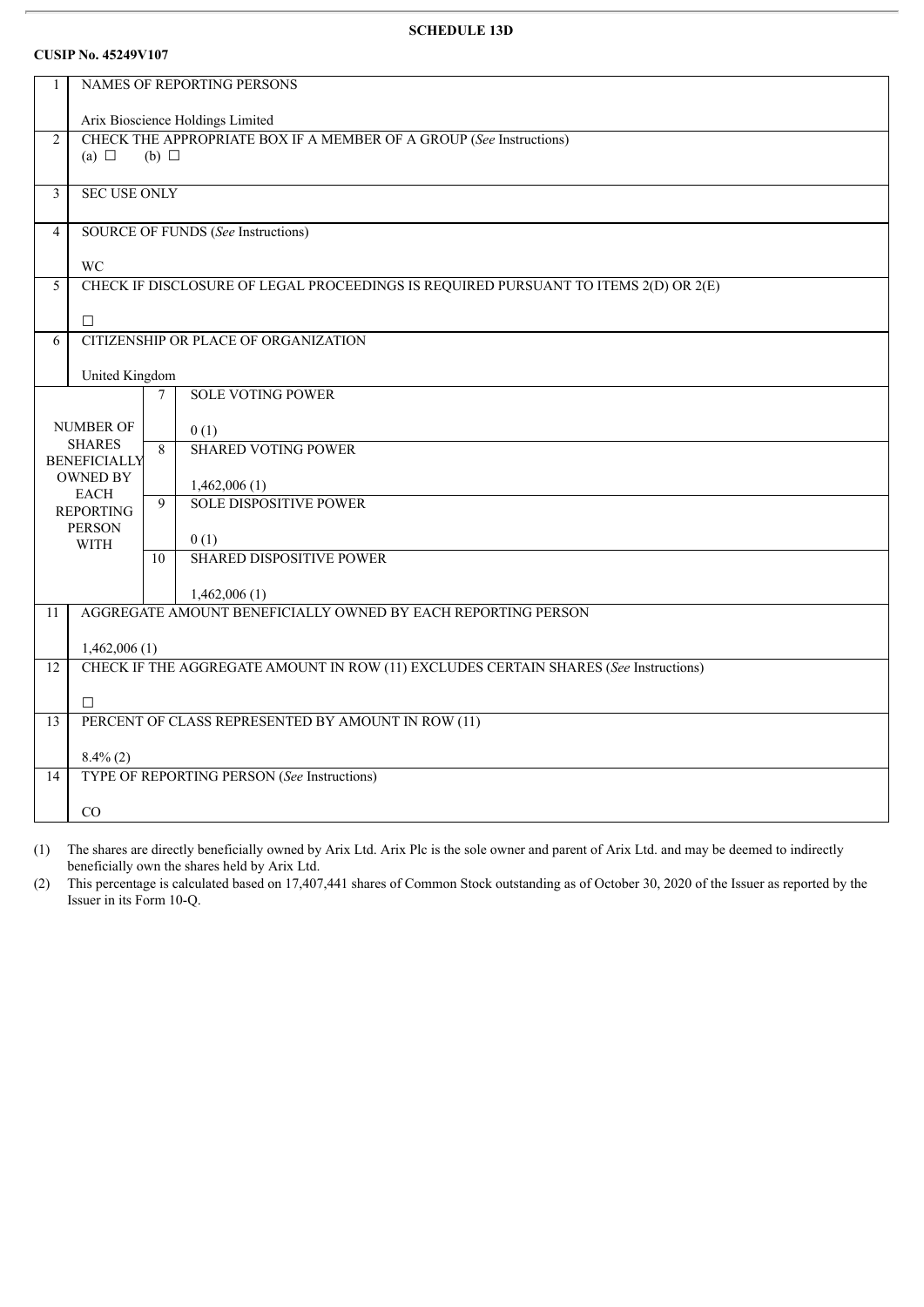**SCHEDULE 13D**

**CUSIP No. 45249V107**

| | | | |
|---|---|---|---|
| 1 | NAMES OF REPORTING PERSONS<br><br>Arix Bioscience Holdings Limited | | |
| 2 | CHECK THE APPROPRIATE BOX IF A MEMBER OF A GROUP (*See* Instructions)<br>(a) ☐ (b) ☐ | | |
| 3 | SEC USE ONLY | | |
| 4 | SOURCE OF FUNDS (*See* Instructions)<br><br>WC | | |
| 5 | CHECK IF DISCLOSURE OF LEGAL PROCEEDINGS IS REQUIRED PURSUANT TO ITEMS 2(D) OR 2(E)<br><br>☐ | | |
| 6 | CITIZENSHIP OR PLACE OF ORGANIZATION<br><br>United Kingdom | | |
| NUMBER OF SHARES BENEFICIALLY OWNED BY EACH REPORTING PERSON WITH | | 7 | SOLE VOTING POWER<br><br>0 (1) |
| | | 8 | SHARED VOTING POWER<br><br>1,462,006 (1) |
| | | 9 | SOLE DISPOSITIVE POWER<br><br>0 (1) |
| | | 10 | SHARED DISPOSITIVE POWER<br><br>1,462,006 (1) |
| 11 | AGGREGATE AMOUNT BENEFICIALLY OWNED BY EACH REPORTING PERSON<br><br>1,462,006 (1) | | |
| 12 | CHECK IF THE AGGREGATE AMOUNT IN ROW (11) EXCLUDES CERTAIN SHARES (*See* Instructions)<br><br>☐ | | |
| 13 | PERCENT OF CLASS REPRESENTED BY AMOUNT IN ROW (11)<br><br>8.4% (2) | | |
| 14 | TYPE OF REPORTING PERSON (*See* Instructions)<br><br>CO | | |

(1) The shares are directly beneficially owned by Arix Ltd. Arix Plc is the sole owner and parent of Arix Ltd. and may be deemed to indirectly beneficially own the shares held by Arix Ltd.

(2) This percentage is calculated based on 17,407,441 shares of Common Stock outstanding as of October 30, 2020 of the Issuer as reported by the Issuer in its Form 10-Q.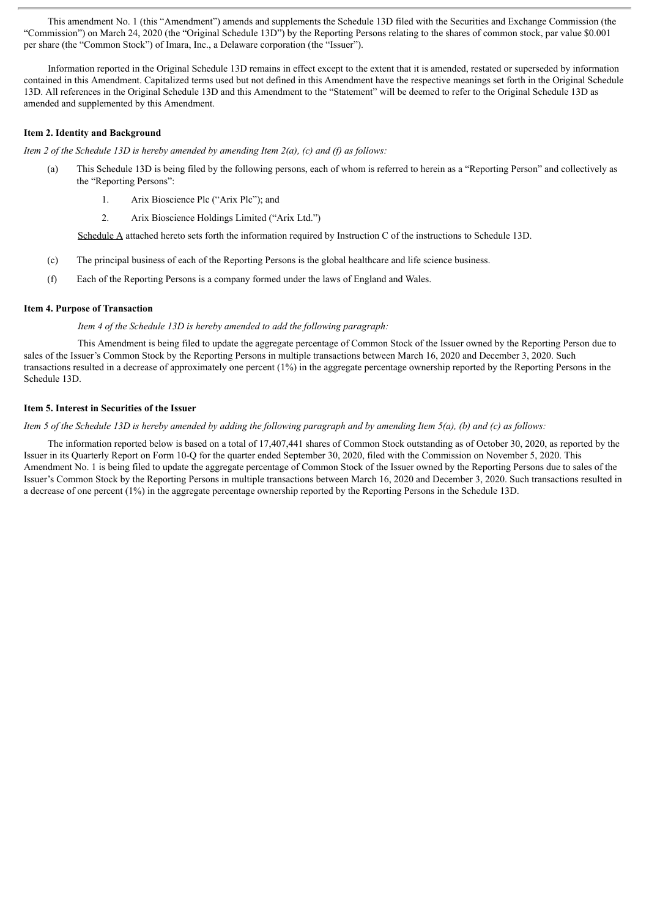This amendment No. 1 (this "Amendment") amends and supplements the Schedule 13D filed with the Securities and Exchange Commission (the "Commission") on March 24, 2020 (the "Original Schedule 13D") by the Reporting Persons relating to the shares of common stock, par value $0.001 per share (the "Common Stock") of Imara, Inc., a Delaware corporation (the "Issuer").

Information reported in the Original Schedule 13D remains in effect except to the extent that it is amended, restated or superseded by information contained in this Amendment. Capitalized terms used but not defined in this Amendment have the respective meanings set forth in the Original Schedule 13D. All references in the Original Schedule 13D and this Amendment to the "Statement" will be deemed to refer to the Original Schedule 13D as amended and supplemented by this Amendment.

**Item 2. Identity and Background**

*Item 2 of the Schedule 13D is hereby amended by amending Item 2(a), (c) and (f) as follows:*

(a) This Schedule 13D is being filed by the following persons, each of whom is referred to herein as a "Reporting Person" and collectively as the "Reporting Persons":

1. Arix Bioscience Plc ("Arix Plc"); and
2. Arix Bioscience Holdings Limited ("Arix Ltd.")

Schedule A attached hereto sets forth the information required by Instruction C of the instructions to Schedule 13D.

(c) The principal business of each of the Reporting Persons is the global healthcare and life science business.

(f) Each of the Reporting Persons is a company formed under the laws of England and Wales.

**Item 4. Purpose of Transaction**

*Item 4 of the Schedule 13D is hereby amended to add the following paragraph:*

This Amendment is being filed to update the aggregate percentage of Common Stock of the Issuer owned by the Reporting Person due to sales of the Issuer's Common Stock by the Reporting Persons in multiple transactions between March 16, 2020 and December 3, 2020. Such transactions resulted in a decrease of approximately one percent (1%) in the aggregate percentage ownership reported by the Reporting Persons in the Schedule 13D.

**Item 5. Interest in Securities of the Issuer**

*Item 5 of the Schedule 13D is hereby amended by adding the following paragraph and by amending Item 5(a), (b) and (c) as follows:*

The information reported below is based on a total of 17,407,441 shares of Common Stock outstanding as of October 30, 2020, as reported by the Issuer in its Quarterly Report on Form 10-Q for the quarter ended September 30, 2020, filed with the Commission on November 5, 2020. This Amendment No. 1 is being filed to update the aggregate percentage of Common Stock of the Issuer owned by the Reporting Persons due to sales of the Issuer's Common Stock by the Reporting Persons in multiple transactions between March 16, 2020 and December 3, 2020. Such transactions resulted in a decrease of one percent (1%) in the aggregate percentage ownership reported by the Reporting Persons in the Schedule 13D.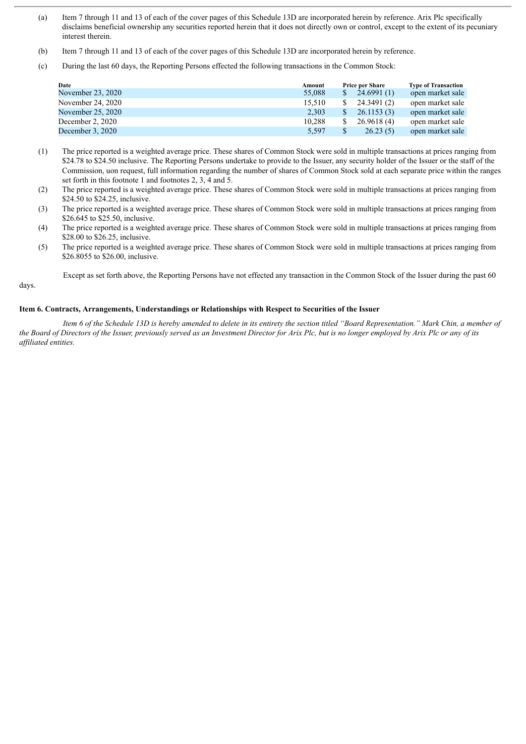(a) Item 7 through 11 and 13 of each of the cover pages of this Schedule 13D are incorporated herein by reference. Arix Plc specifically disclaims beneficial ownership any securities reported herein that it does not directly own or control, except to the extent of its pecuniary interest therein.

(b) Item 7 through 11 and 13 of each of the cover pages of this Schedule 13D are incorporated herein by reference.

(c) During the last 60 days, the Reporting Persons effected the following transactions in the Common Stock:

| Date | Amount | Price per Share | Type of Transaction |
|---|---|---|---|
| November 23, 2020 | 55,088 | $ 24.6991 (1) | open market sale |
| November 24, 2020 | 15,510 | $ 24.3491 (2) | open market sale |
| November 25, 2020 | 2,303 | $ 26.1153 (3) | open market sale |
| December 2, 2020 | 10,288 | $ 26.9618 (4) | open market sale |
| December 3, 2020 | 5,597 | $ 26.23 (5) | open market sale |

(1) The price reported is a weighted average price. These shares of Common Stock were sold in multiple transactions at prices ranging from $24.78 to $24.50 inclusive. The Reporting Persons undertake to provide to the Issuer, any security holder of the Issuer or the staff of the Commission, uon request, full information regarding the number of shares of Common Stock sold at each separate price within the ranges set forth in this footnote 1 and footnotes 2, 3, 4 and 5.

(2) The price reported is a weighted average price. These shares of Common Stock were sold in multiple transactions at prices ranging from $24.50 to $24.25, inclusive.

(3) The price reported is a weighted average price. These shares of Common Stock were sold in multiple transactions at prices ranging from $26.645 to $25.50, inclusive.

(4) The price reported is a weighted average price. These shares of Common Stock were sold in multiple transactions at prices ranging from $28.00 to $26.25, inclusive.

(5) The price reported is a weighted average price. These shares of Common Stock were sold in multiple transactions at prices ranging from $26.8055 to $26.00, inclusive.

Except as set forth above, the Reporting Persons have not effected any transaction in the Common Stock of the Issuer during the past 60 days.

**Item 6. Contracts, Arrangements, Understandings or Relationships with Respect to Securities of the Issuer**

*Item 6 of the Schedule 13D is hereby amended to delete in its entirety the section titled "Board Representation." Mark Chin, a member of the Board of Directors of the Issuer, previously served as an Investment Director for Arix Plc, but is no longer employed by Arix Plc or any of its affiliated entities.*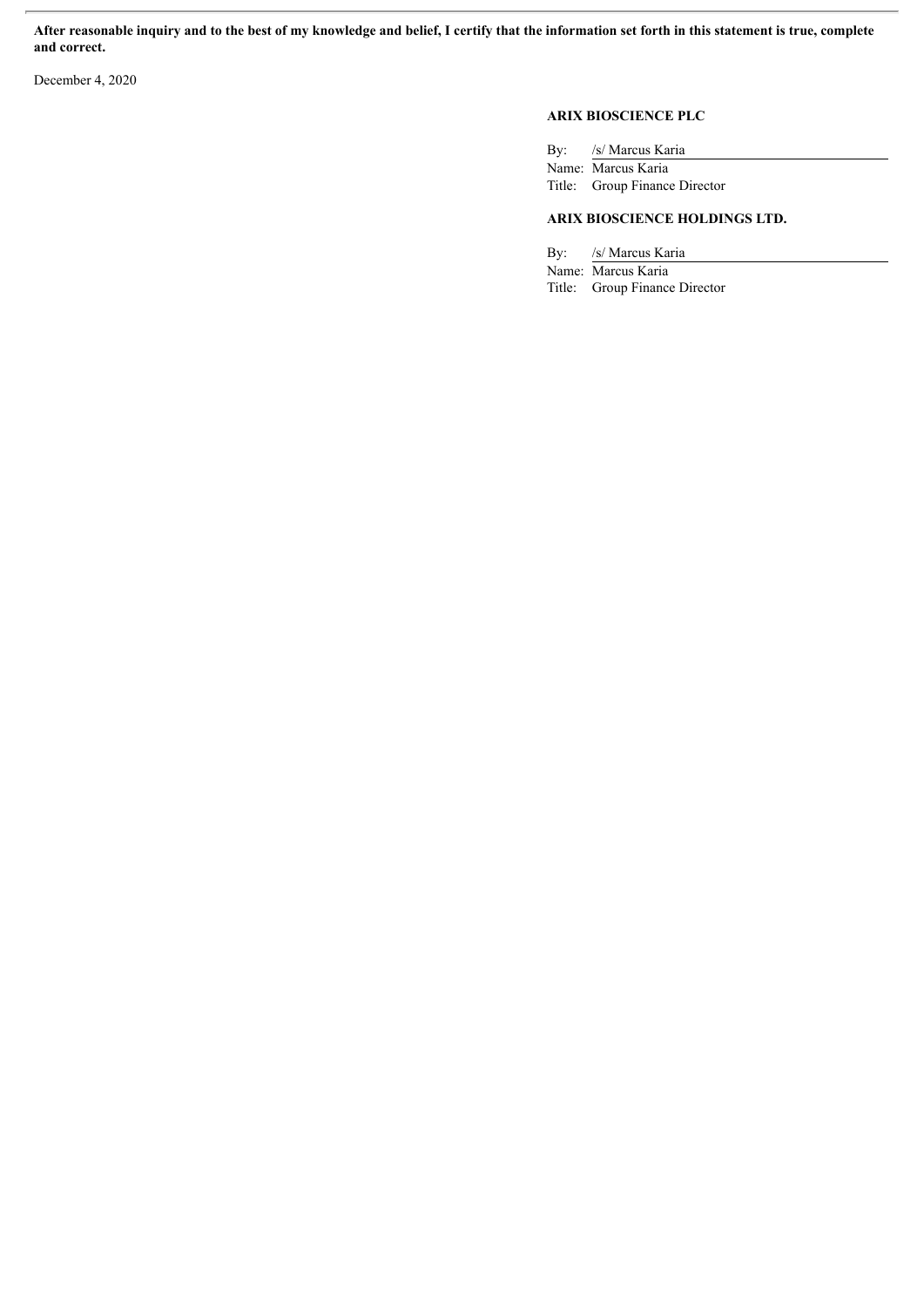**After reasonable inquiry and to the best of my knowledge and belief, I certify that the information set forth in this statement is true, complete and correct.**

December 4, 2020

**ARIX BIOSCIENCE PLC**

By: /s/ Marcus Karia

Name: Marcus Karia

Title: Group Finance Director

**ARIX BIOSCIENCE HOLDINGS LTD.**

By: /s/ Marcus Karia

Name: Marcus Karia

Title: Group Finance Director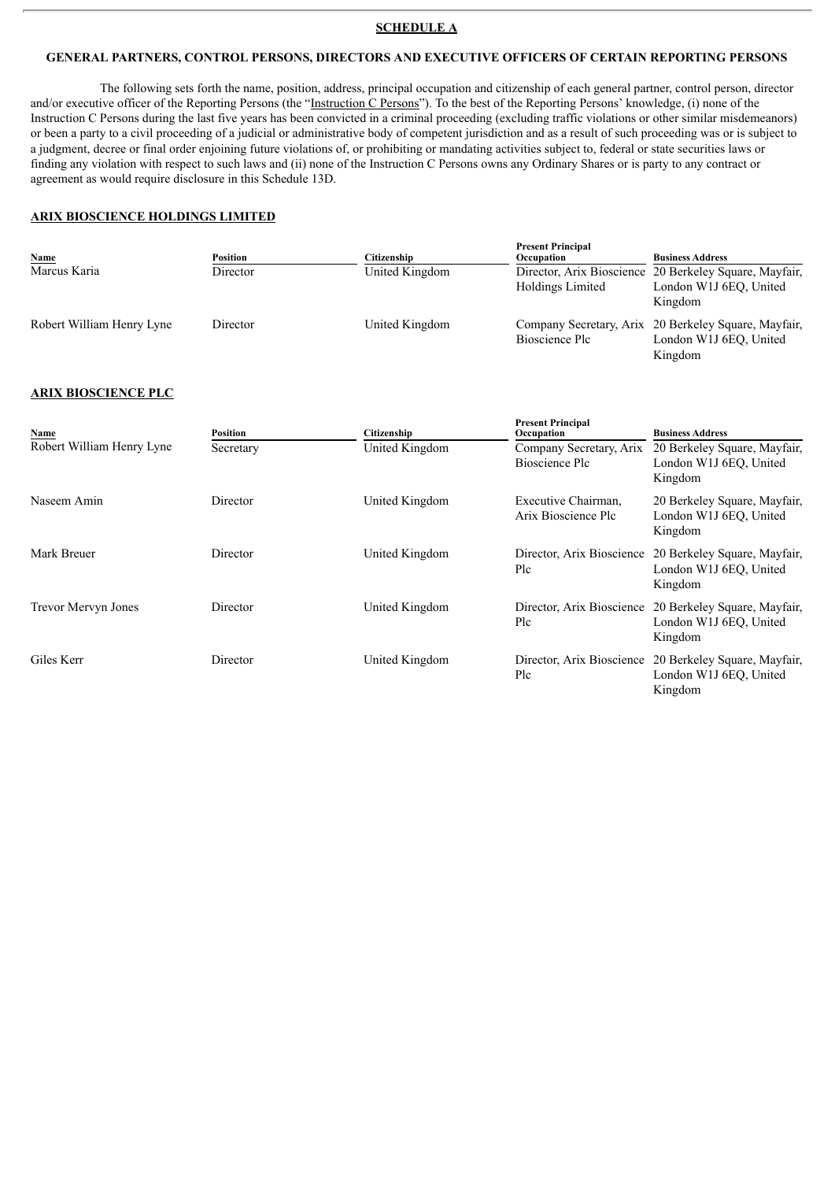## SCHEDULE A

## GENERAL PARTNERS, CONTROL PERSONS, DIRECTORS AND EXECUTIVE OFFICERS OF CERTAIN REPORTING PERSONS

The following sets forth the name, position, address, principal occupation and citizenship of each general partner, control person, director and/or executive officer of the Reporting Persons (the "Instruction C Persons"). To the best of the Reporting Persons' knowledge, (i) none of the Instruction C Persons during the last five years has been convicted in a criminal proceeding (excluding traffic violations or other similar misdemeanors) or been a party to a civil proceeding of a judicial or administrative body of competent jurisdiction and as a result of such proceeding was or is subject to a judgment, decree or final order enjoining future violations of, or prohibiting or mandating activities subject to, federal or state securities laws or finding any violation with respect to such laws and (ii) none of the Instruction C Persons owns any Ordinary Shares or is party to any contract or agreement as would require disclosure in this Schedule 13D.

**ARIX BIOSCIENCE HOLDINGS LIMITED**

| Name | Position | Citizenship | Present Principal Occupation | Business Address |
|---|---|---|---|---|
| Marcus Karia | Director | United Kingdom | Director, Arix Bioscience Holdings Limited | 20 Berkeley Square, Mayfair, London W1J 6EQ, United Kingdom |
| Robert William Henry Lyne | Director | United Kingdom | Company Secretary, Arix Bioscience Plc | 20 Berkeley Square, Mayfair, London W1J 6EQ, United Kingdom |

**ARIX BIOSCIENCE PLC**

| Name | Position | Citizenship | Present Principal Occupation | Business Address |
|---|---|---|---|---|
| Robert William Henry Lyne | Secretary | United Kingdom | Company Secretary, Arix Bioscience Plc | 20 Berkeley Square, Mayfair, London W1J 6EQ, United Kingdom |
| Naseem Amin | Director | United Kingdom | Executive Chairman, Arix Bioscience Plc | 20 Berkeley Square, Mayfair, London W1J 6EQ, United Kingdom |
| Mark Breuer | Director | United Kingdom | Director, Arix Bioscience Plc | 20 Berkeley Square, Mayfair, London W1J 6EQ, United Kingdom |
| Trevor Mervyn Jones | Director | United Kingdom | Director, Arix Bioscience Plc | 20 Berkeley Square, Mayfair, London W1J 6EQ, United Kingdom |
| Giles Kerr | Director | United Kingdom | Director, Arix Bioscience Plc | 20 Berkeley Square, Mayfair, London W1J 6EQ, United Kingdom |